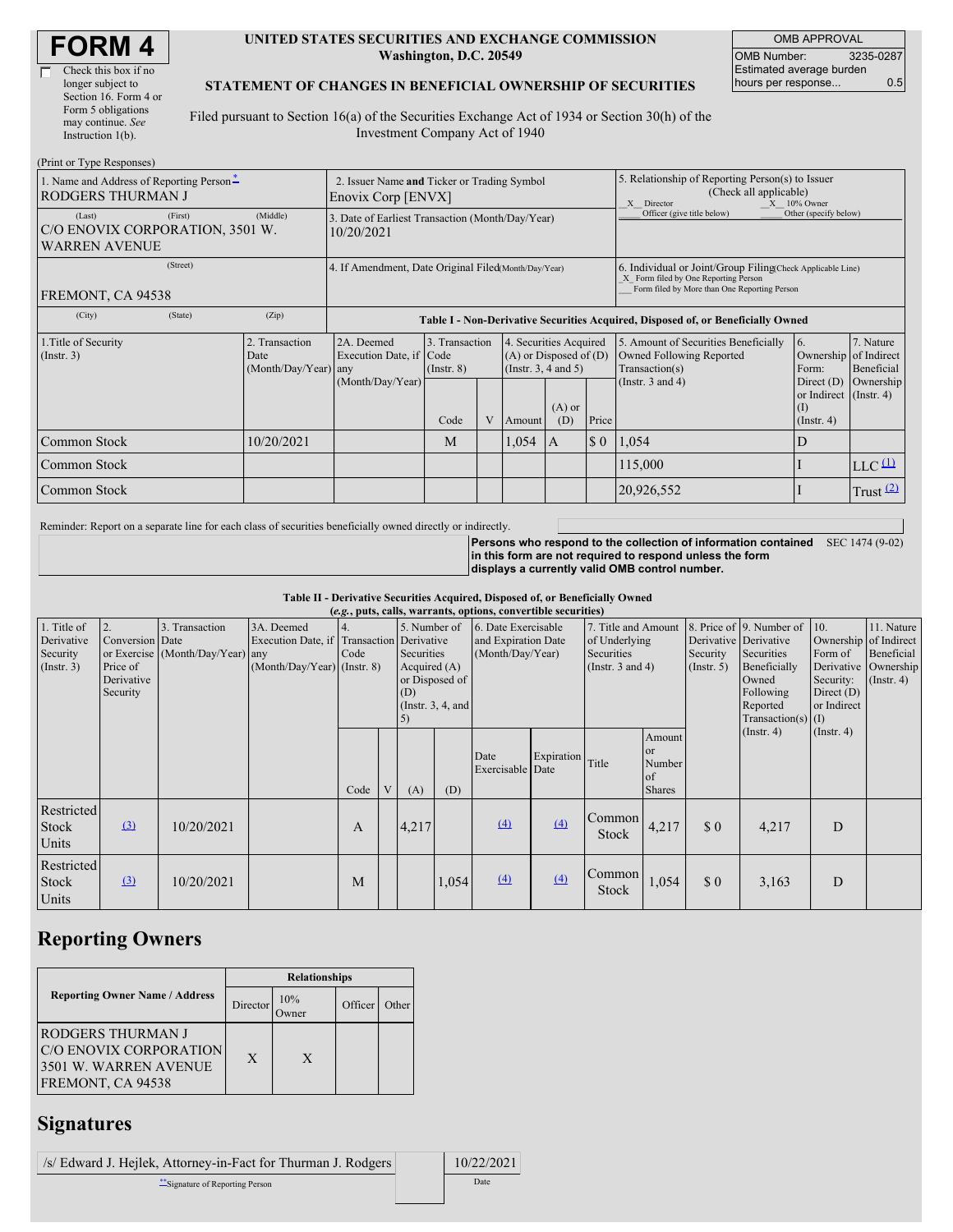# FORM 4

☐ Check this box if no longer subject to Section 16. Form 4 or Form 5 obligations may continue. *See* Instruction 1(b).

**UNITED STATES SECURITIES AND EXCHANGE COMMISSION**
**Washington, D.C. 20549**

**STATEMENT OF CHANGES IN BENEFICIAL OWNERSHIP OF SECURITIES**

Filed pursuant to Section 16(a) of the Securities Exchange Act of 1934 or Section 30(h) of the Investment Company Act of 1940

| OMB APPROVAL | |
|---|---|
| OMB Number: | 3235-0287 |
| Estimated average burden hours per response... | 0.5 |

(Print or Type Responses)

1. Name and Address of Reporting Person*
RODGERS THURMAN J
(Last) (First) (Middle)
C/O ENOVIX CORPORATION, 3501 W. WARREN AVENUE
(Street)
FREMONT, CA 94538
(City) (State) (Zip)

2. Issuer Name **and** Ticker or Trading Symbol
Enovix Corp [ENVX]

3. Date of Earliest Transaction (Month/Day/Year)
10/20/2021

4. If Amendment, Date Original Filed (Month/Day/Year)

5. Relationship of Reporting Person(s) to Issuer (Check all applicable)
_X_ Director _X_ 10% Owner
___ Officer (give title below) ___ Other (specify below)

6. Individual or Joint/Group Filing (Check Applicable Line)
_X_ Form filed by One Reporting Person
___ Form filed by More than One Reporting Person

**Table I - Non-Derivative Securities Acquired, Disposed of, or Beneficially Owned**

| 1.Title of Security (Instr. 3) | 2. Transaction Date (Month/Day/Year) | 2A. Deemed Execution Date, if any (Month/Day/Year) | 3. Transaction Code (Instr. 8) Code | V | 4. Securities Acquired (A) or Disposed of (D) (Instr. 3, 4 and 5) Amount | (A) or (D) | Price | 5. Amount of Securities Beneficially Owned Following Reported Transaction(s) (Instr. 3 and 4) | 6. Ownership Form: Direct (D) or Indirect (I) (Instr. 4) | 7. Nature of Indirect Beneficial Ownership (Instr. 4) |
|---|---|---|---|---|---|---|---|---|---|---|
| Common Stock | 10/20/2021 | | M | | 1,054 | A | $ 0 | 1,054 | D | |
| Common Stock | | | | | | | | 115,000 | I | LLC (1) |
| Common Stock | | | | | | | | 20,926,552 | I | Trust (2) |

Reminder: Report on a separate line for each class of securities beneficially owned directly or indirectly.

**Persons who respond to the collection of information contained in this form are not required to respond unless the form displays a currently valid OMB control number.** SEC 1474 (9-02)

**Table II - Derivative Securities Acquired, Disposed of, or Beneficially Owned**
**(*e.g.*, puts, calls, warrants, options, convertible securities)**

| 1. Title of Derivative Security (Instr. 3) | 2. Conversion or Exercise Price of Derivative Security | 3. Transaction Date (Month/Day/Year) | 3A. Deemed Execution Date, if any (Month/Day/Year) | 4. Transaction Code (Instr. 8) Code | V | 5. Number of Derivative Securities Acquired (A) or Disposed of (D) (Instr. 3, 4, and 5) (A) | (D) | 6. Date Exercisable and Expiration Date (Month/Day/Year) Date Exercisable | Expiration Date | 7. Title and Amount of Underlying Securities (Instr. 3 and 4) Title | Amount or Number of Shares | 8. Price of Derivative Security (Instr. 5) | 9. Number of Derivative Securities Beneficially Owned Following Reported Transaction(s) (Instr. 4) | 10. Ownership Form of Derivative Security: Direct (D) or Indirect (I) (Instr. 4) | 11. Nature of Indirect Beneficial Ownership (Instr. 4) |
|---|---|---|---|---|---|---|---|---|---|---|---|---|---|---|---|
| Restricted Stock Units | (3) | 10/20/2021 | | A | | 4,217 | | (4) | (4) | Common Stock | 4,217 | $ 0 | 4,217 | D | |
| Restricted Stock Units | (3) | 10/20/2021 | | M | | | 1,054 | (4) | (4) | Common Stock | 1,054 | $ 0 | 3,163 | D | |

## Reporting Owners

| Reporting Owner Name / Address | Director | 10% Owner | Officer | Other |
|---|---|---|---|---|
| RODGERS THURMAN J C/O ENOVIX CORPORATION 3501 W. WARREN AVENUE FREMONT, CA 94538 | X | X | | |

## Signatures

| /s/ Edward J. Hejlek, Attorney-in-Fact for Thurman J. Rodgers | 10/22/2021 |
|---|---|
| **Signature of Reporting Person | Date |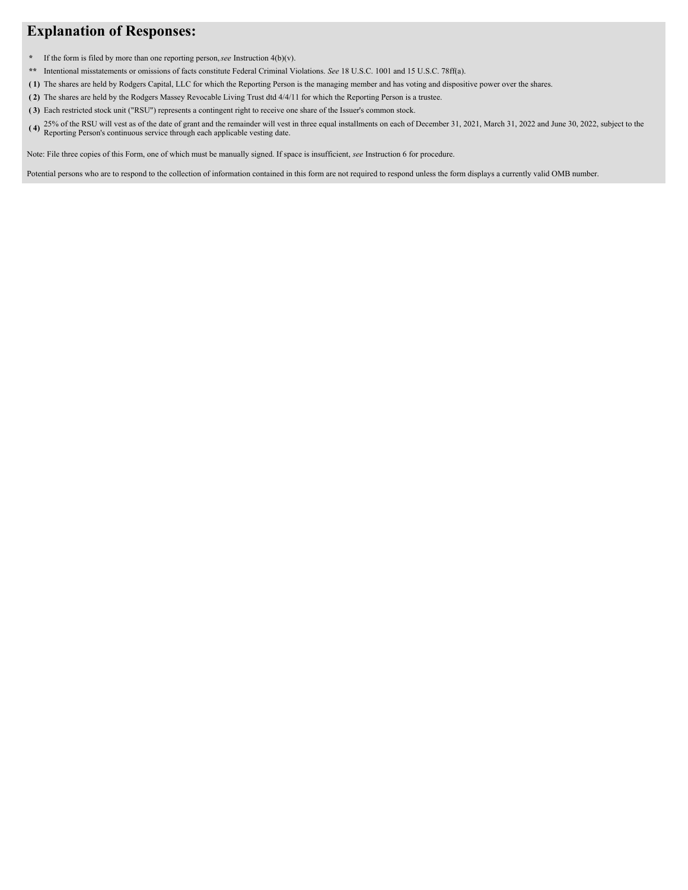# Explanation of Responses:

- \* If the form is filed by more than one reporting person, *see* Instruction 4(b)(v).
- \*\* Intentional misstatements or omissions of facts constitute Federal Criminal Violations. *See* 18 U.S.C. 1001 and 15 U.S.C. 78ff(a).

**( 1)** The shares are held by Rodgers Capital, LLC for which the Reporting Person is the managing member and has voting and dispositive power over the shares.

**( 2)** The shares are held by the Rodgers Massey Revocable Living Trust dtd 4/4/11 for which the Reporting Person is a trustee.

**( 3)** Each restricted stock unit ("RSU") represents a contingent right to receive one share of the Issuer's common stock.

**( 4)** 25% of the RSU will vest as of the date of grant and the remainder will vest in three equal installments on each of December 31, 2021, March 31, 2022 and June 30, 2022, subject to the Reporting Person's continuous service through each applicable vesting date.

Note: File three copies of this Form, one of which must be manually signed. If space is insufficient, *see* Instruction 6 for procedure.

Potential persons who are to respond to the collection of information contained in this form are not required to respond unless the form displays a currently valid OMB number.